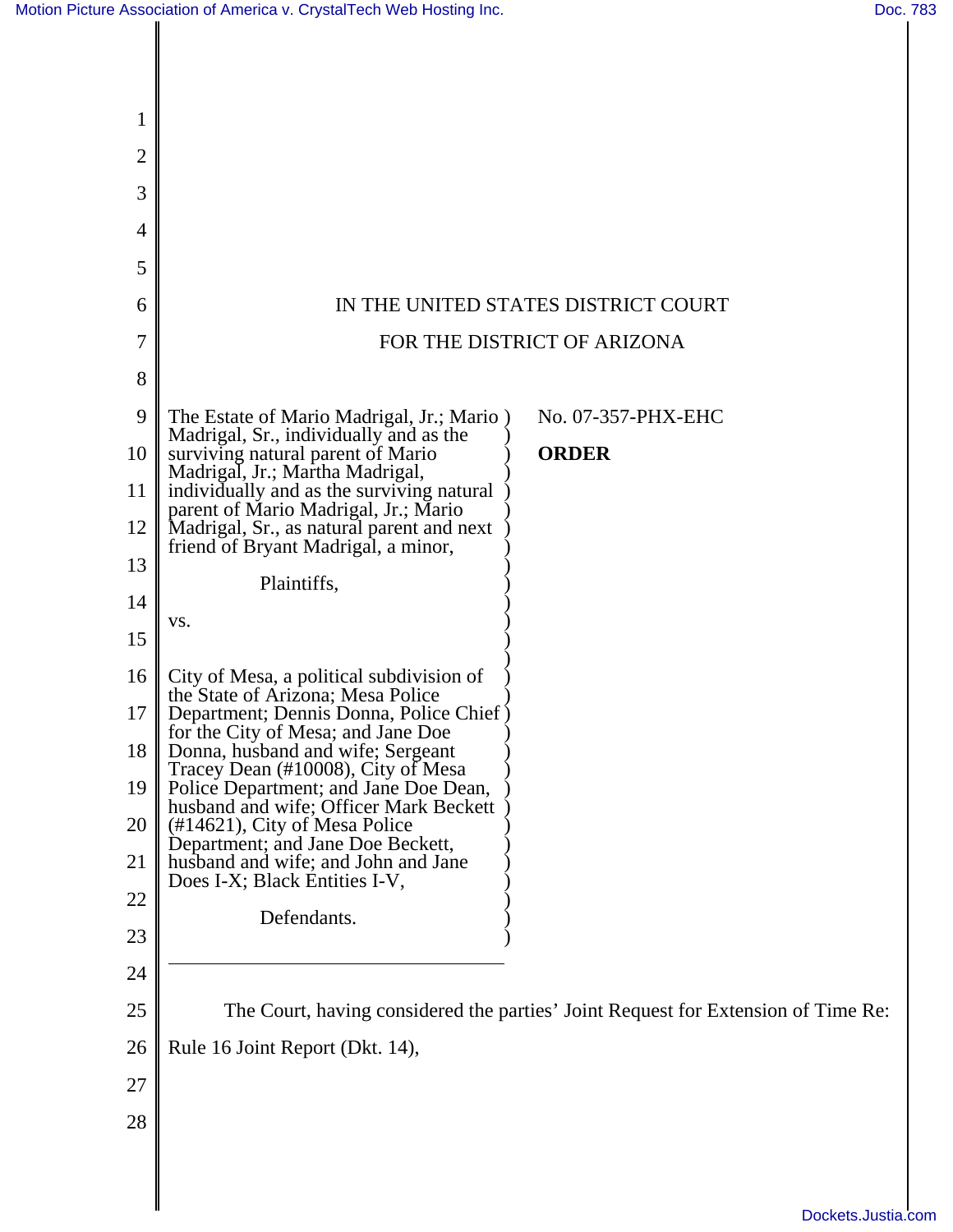IN THE UNITED STATES DISTRICT COURT

FOR THE DISTRICT OF ARIZONA

The Estate of Mario Madrigal, Jr.; Mario Madrigal, Sr., individually and as the surviving natural parent of Mario Madrigal, Jr.; Martha Madrigal, individually and as the surviving natural parent of Mario Madrigal, Jr.; Mario Madrigal, Sr., as natural parent and next friend of Bryant Madrigal, a minor,

Plaintiffs,

vs.

City of Mesa, a political subdivision of the State of Arizona; Mesa Police Department; Dennis Donna, Police Chief for the City of Mesa; and Jane Doe Donna, husband and wife; Sergeant Tracey Dean (#10008), City of Mesa Police Department; and Jane Doe Dean, husband and wife; Officer Mark Beckett (#14621), City of Mesa Police Department; and Jane Doe Beckett, husband and wife; and John and Jane Does I-X; Black Entities I-V,

Defendants.

No. 07-357-PHX-EHC

**ORDER**

---

The Court, having considered the parties' Joint Request for Extension of Time Re: Rule 16 Joint Report (Dkt. 14),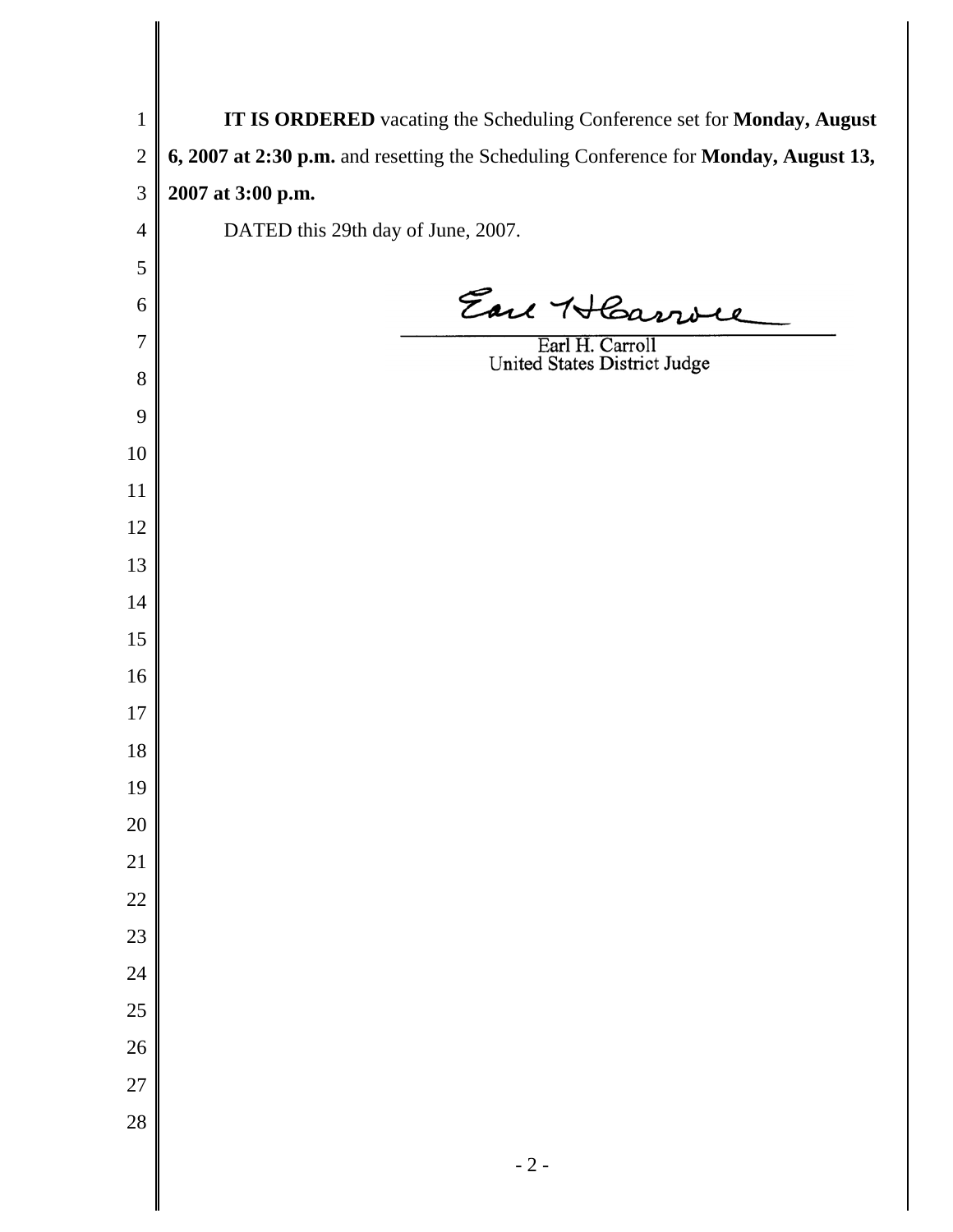**IT IS ORDERED** vacating the Scheduling Conference set for **Monday, August 6, 2007 at 2:30 p.m.** and resetting the Scheduling Conference for **Monday, August 13, 2007 at 3:00 p.m.**

DATED this 29th day of June, 2007.

Earl H. Carroll
United States District Judge